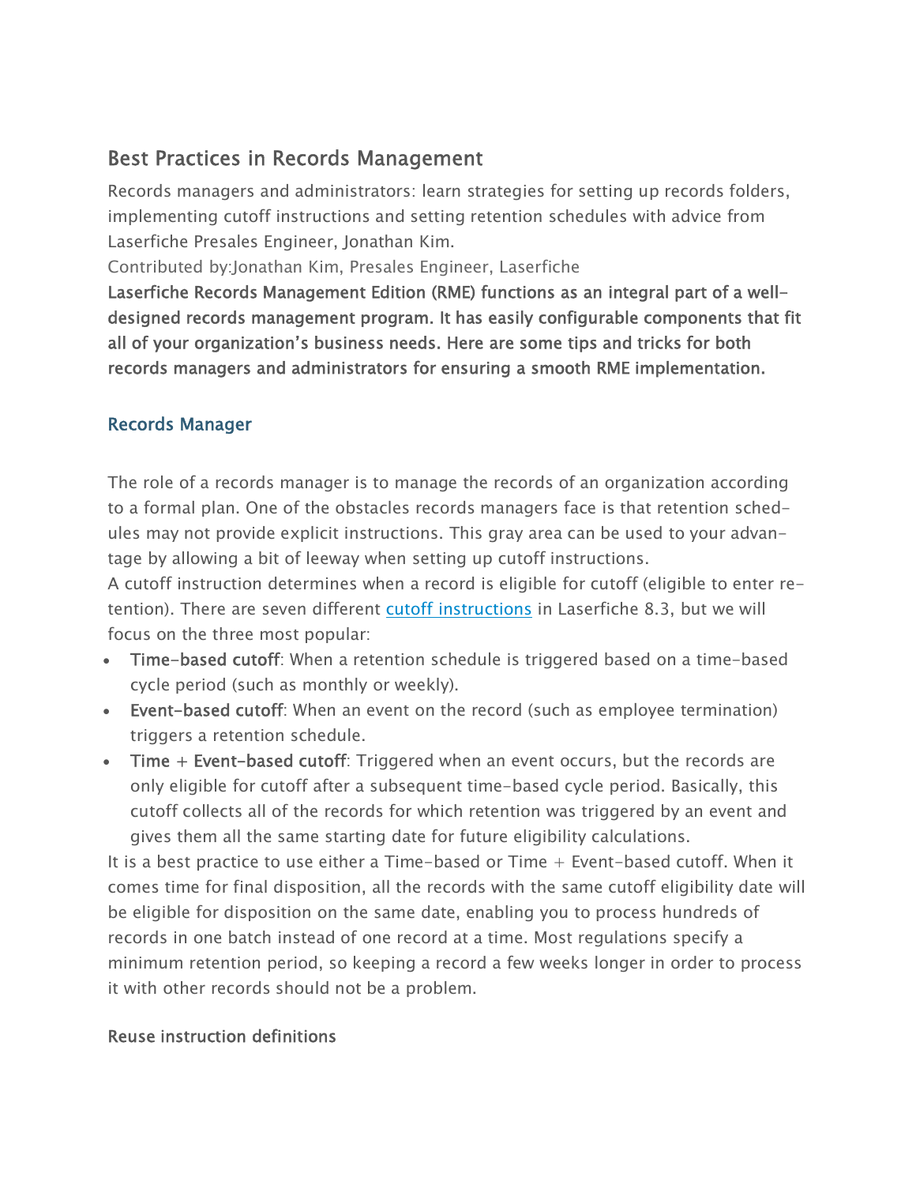## Best Practices in Records Management

Records managers and administrators: learn strategies for setting up records folders, implementing cutoff instructions and setting retention schedules with advice from Laserfiche Presales Engineer, Jonathan Kim.

Contributed by:Jonathan Kim, Presales Engineer, Laserfiche

**Laserfiche Records Management Edition (RME) functions as an integral part of a well-designed records management program. It has easily configurable components that fit all of your organization's business needs. Here are some tips and tricks for both records managers and administrators for ensuring a smooth RME implementation.**

### Records Manager

The role of a records manager is to manage the records of an organization according to a formal plan. One of the obstacles records managers face is that retention schedules may not provide explicit instructions. This gray area can be used to your advantage by allowing a bit of leeway when setting up cutoff instructions.

A cutoff instruction determines when a record is eligible for cutoff (eligible to enter retention). There are seven different [cutoff instructions] in Laserfiche 8.3, but we will focus on the three most popular:

- **Time-based cutoff**: When a retention schedule is triggered based on a time-based cycle period (such as monthly or weekly).
- **Event-based cutoff**: When an event on the record (such as employee termination) triggers a retention schedule.
- **Time + Event-based cutoff**: Triggered when an event occurs, but the records are only eligible for cutoff after a subsequent time-based cycle period. Basically, this cutoff collects all of the records for which retention was triggered by an event and gives them all the same starting date for future eligibility calculations.

It is a best practice to use either a Time-based or Time + Event-based cutoff. When it comes time for final disposition, all the records with the same cutoff eligibility date will be eligible for disposition on the same date, enabling you to process hundreds of records in one batch instead of one record at a time. Most regulations specify a minimum retention period, so keeping a record a few weeks longer in order to process it with other records should not be a problem.

#### Reuse instruction definitions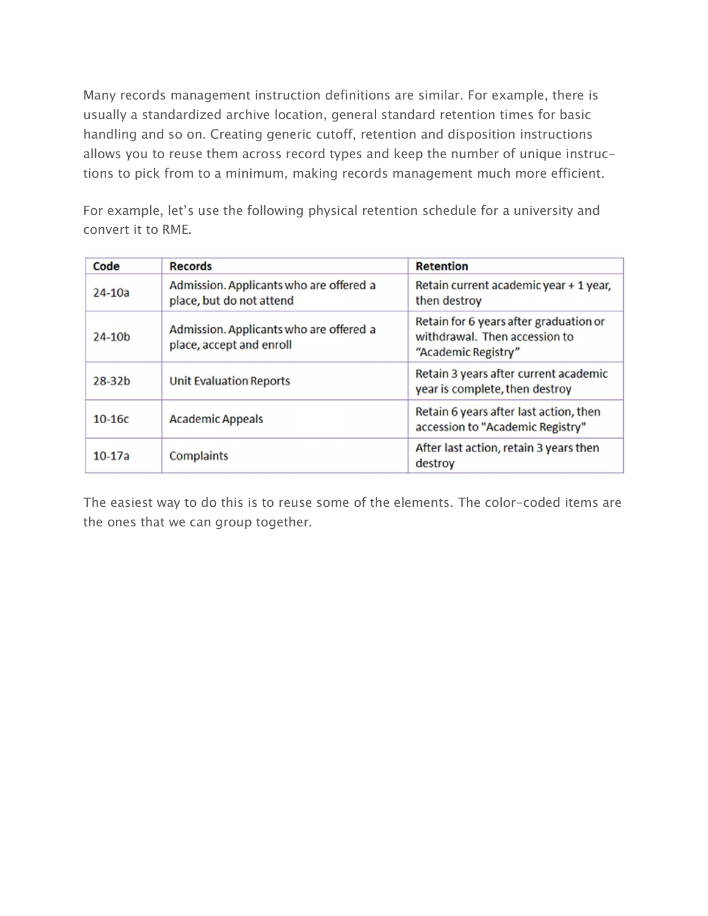Many records management instruction definitions are similar. For example, there is usually a standardized archive location, general standard retention times for basic handling and so on. Creating generic cutoff, retention and disposition instructions allows you to reuse them across record types and keep the number of unique instructions to pick from to a minimum, making records management much more efficient.

For example, let's use the following physical retention schedule for a university and convert it to RME.

| Code | Records | Retention |
|---|---|---|
| 24-10a | Admission. Applicants who are offered a place, but do not attend | Retain current academic year + 1 year, then destroy |
| 24-10b | Admission. Applicants who are offered a place, accept and enroll | Retain for 6 years after graduation or withdrawal. Then accession to "Academic Registry" |
| 28-32b | Unit Evaluation Reports | Retain 3 years after current academic year is complete, then destroy |
| 10-16c | Academic Appeals | Retain 6 years after last action, then accession to "Academic Registry" |
| 10-17a | Complaints | After last action, retain 3 years then destroy |

The easiest way to do this is to reuse some of the elements. The color-coded items are the ones that we can group together.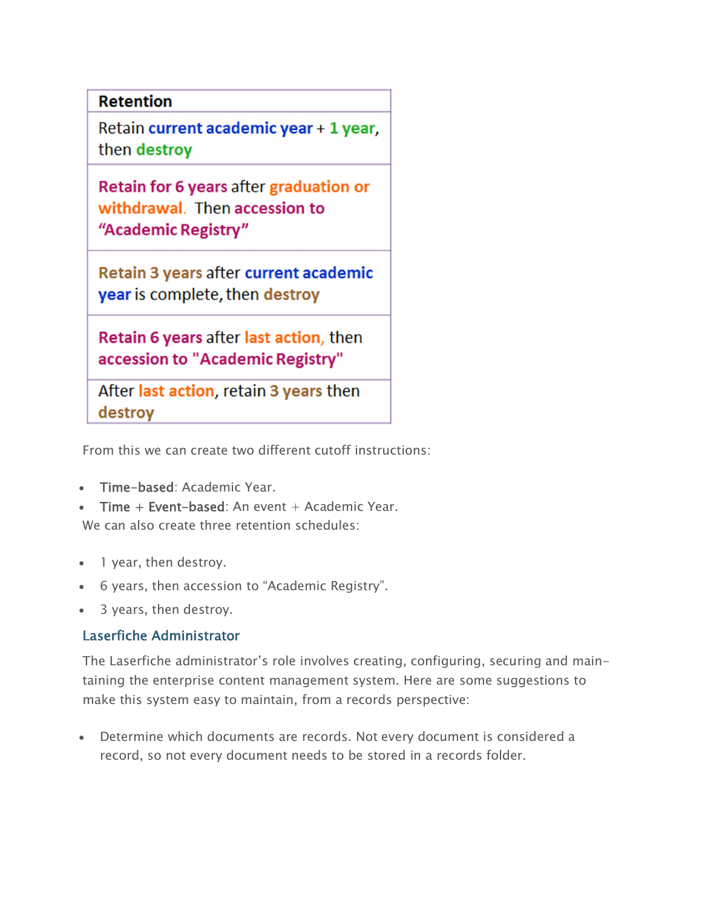| Retention |
| --- |
| Retain current academic year + 1 year, then destroy |
| Retain for 6 years after graduation or withdrawal. Then accession to "Academic Registry" |
| Retain 3 years after current academic year is complete, then destroy |
| Retain 6 years after last action, then accession to "Academic Registry" |
| After last action, retain 3 years then destroy |

From this we can create two different cutoff instructions:

- **Time-based**: Academic Year.
- **Time + Event-based**: An event + Academic Year.

We can also create three retention schedules:

- 1 year, then destroy.
- 6 years, then accession to "Academic Registry".
- 3 years, then destroy.

## Laserfiche Administrator

The Laserfiche administrator's role involves creating, configuring, securing and maintaining the enterprise content management system. Here are some suggestions to make this system easy to maintain, from a records perspective:

- Determine which documents are records. Not every document is considered a record, so not every document needs to be stored in a records folder.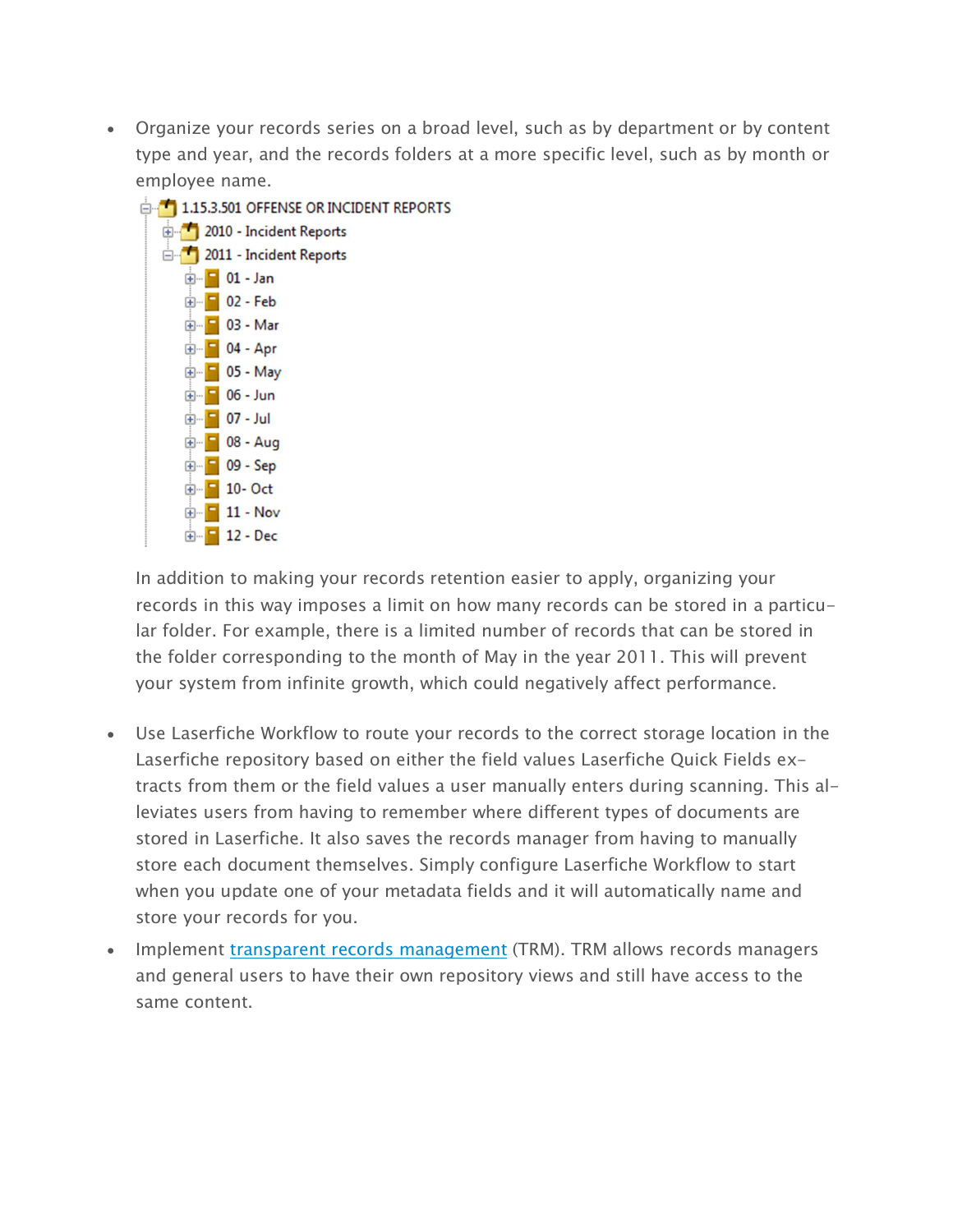- Organize your records series on a broad level, such as by department or by content type and year, and the records folders at a more specific level, such as by month or employee name.

  - 1.15.3.501 OFFENSE OR INCIDENT REPORTS
    - 2010 - Incident Reports
    - 2011 - Incident Reports
      - 01 - Jan
      - 02 - Feb
      - 03 - Mar
      - 04 - Apr
      - 05 - May
      - 06 - Jun
      - 07 - Jul
      - 08 - Aug
      - 09 - Sep
      - 10- Oct
      - 11 - Nov
      - 12 - Dec

  In addition to making your records retention easier to apply, organizing your records in this way imposes a limit on how many records can be stored in a particular folder. For example, there is a limited number of records that can be stored in the folder corresponding to the month of May in the year 2011. This will prevent your system from infinite growth, which could negatively affect performance.

- Use Laserfiche Workflow to route your records to the correct storage location in the Laserfiche repository based on either the field values Laserfiche Quick Fields extracts from them or the field values a user manually enters during scanning. This alleviates users from having to remember where different types of documents are stored in Laserfiche. It also saves the records manager from having to manually store each document themselves. Simply configure Laserfiche Workflow to start when you update one of your metadata fields and it will automatically name and store your records for you.
- Implement transparent records management (TRM). TRM allows records managers and general users to have their own repository views and still have access to the same content.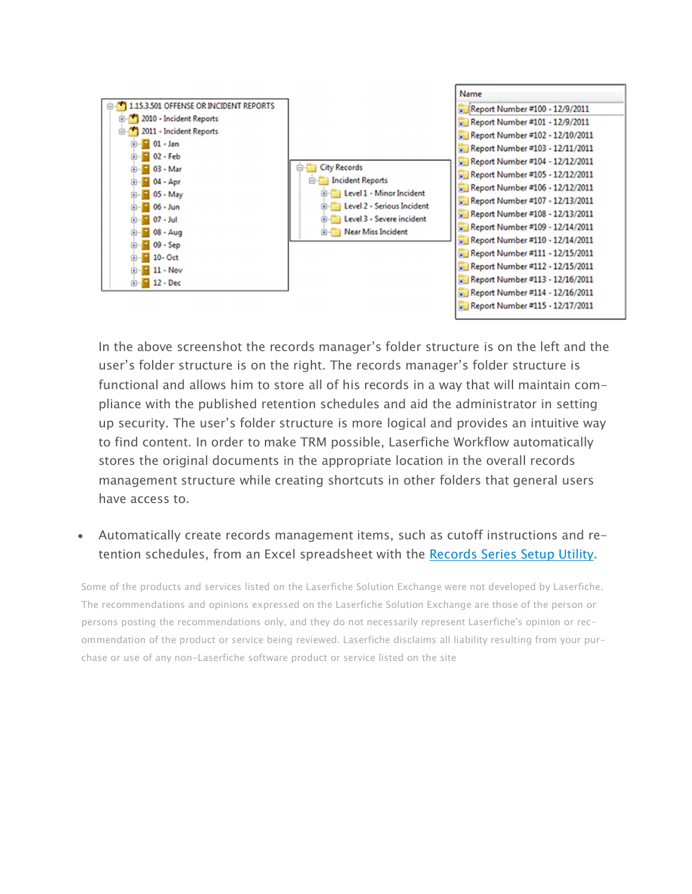In the above screenshot the records manager's folder structure is on the left and the user's folder structure is on the right. The records manager's folder structure is functional and allows him to store all of his records in a way that will maintain compliance with the published retention schedules and aid the administrator in setting up security. The user's folder structure is more logical and provides an intuitive way to find content. In order to make TRM possible, Laserfiche Workflow automatically stores the original documents in the appropriate location in the overall records management structure while creating shortcuts in other folders that general users have access to.

- Automatically create records management items, such as cutoff instructions and retention schedules, from an Excel spreadsheet with the [Records Series Setup Utility](#).

Some of the products and services listed on the Laserfiche Solution Exchange were not developed by Laserfiche. The recommendations and opinions expressed on the Laserfiche Solution Exchange are those of the person or persons posting the recommendations only, and they do not necessarily represent Laserfiche's opinion or recommendation of the product or service being reviewed. Laserfiche disclaims all liability resulting from your purchase or use of any non-Laserfiche software product or service listed on the site